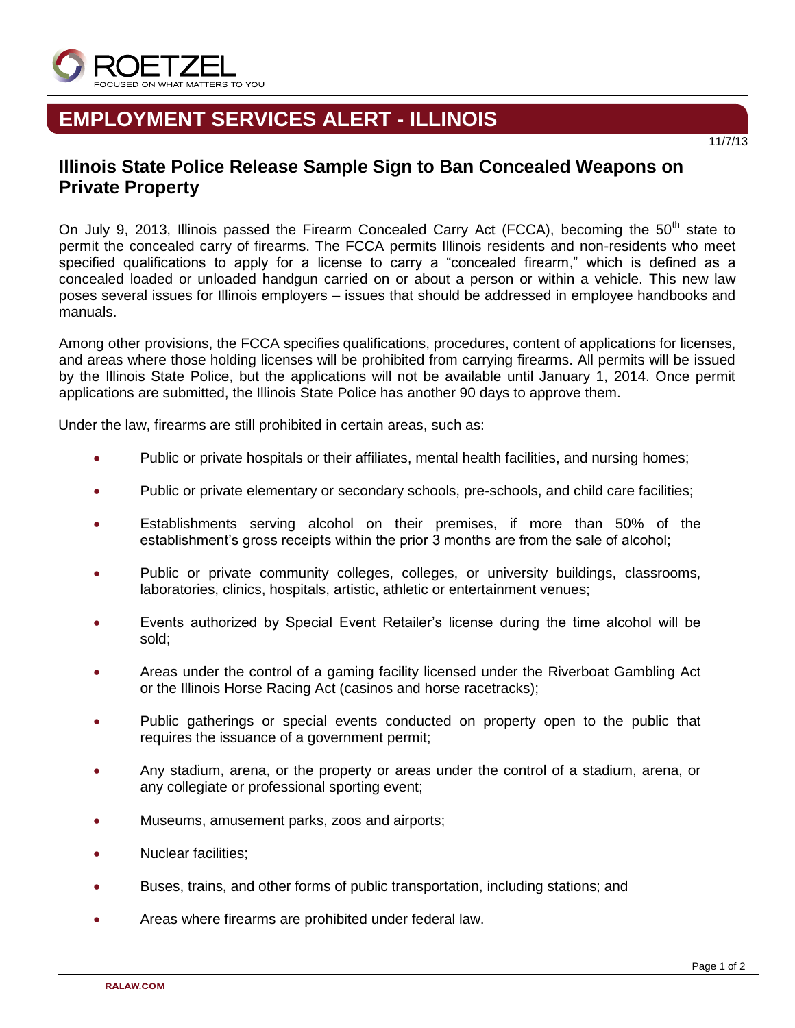# EMPLOYMENT SERVICES ALERT - ILLINOIS

11/7/13

## Illinois State Police Release Sample Sign to Ban Concealed Weapons on Private Property

On July 9, 2013, Illinois passed the Firearm Concealed Carry Act (FCCA), becoming the 50th state to permit the concealed carry of firearms. The FCCA permits Illinois residents and non-residents who meet specified qualifications to apply for a license to carry a "concealed firearm," which is defined as a concealed loaded or unloaded handgun carried on or about a person or within a vehicle. This new law poses several issues for Illinois employers – issues that should be addressed in employee handbooks and manuals.

Among other provisions, the FCCA specifies qualifications, procedures, content of applications for licenses, and areas where those holding licenses will be prohibited from carrying firearms. All permits will be issued by the Illinois State Police, but the applications will not be available until January 1, 2014. Once permit applications are submitted, the Illinois State Police has another 90 days to approve them.

Under the law, firearms are still prohibited in certain areas, such as:

- Public or private hospitals or their affiliates, mental health facilities, and nursing homes;
- Public or private elementary or secondary schools, pre-schools, and child care facilities;
- Establishments serving alcohol on their premises, if more than 50% of the establishment's gross receipts within the prior 3 months are from the sale of alcohol;
- Public or private community colleges, colleges, or university buildings, classrooms, laboratories, clinics, hospitals, artistic, athletic or entertainment venues;
- Events authorized by Special Event Retailer's license during the time alcohol will be sold;
- Areas under the control of a gaming facility licensed under the Riverboat Gambling Act or the Illinois Horse Racing Act (casinos and horse racetracks);
- Public gatherings or special events conducted on property open to the public that requires the issuance of a government permit;
- Any stadium, arena, or the property or areas under the control of a stadium, arena, or any collegiate or professional sporting event;
- Museums, amusement parks, zoos and airports;
- Nuclear facilities;
- Buses, trains, and other forms of public transportation, including stations; and
- Areas where firearms are prohibited under federal law.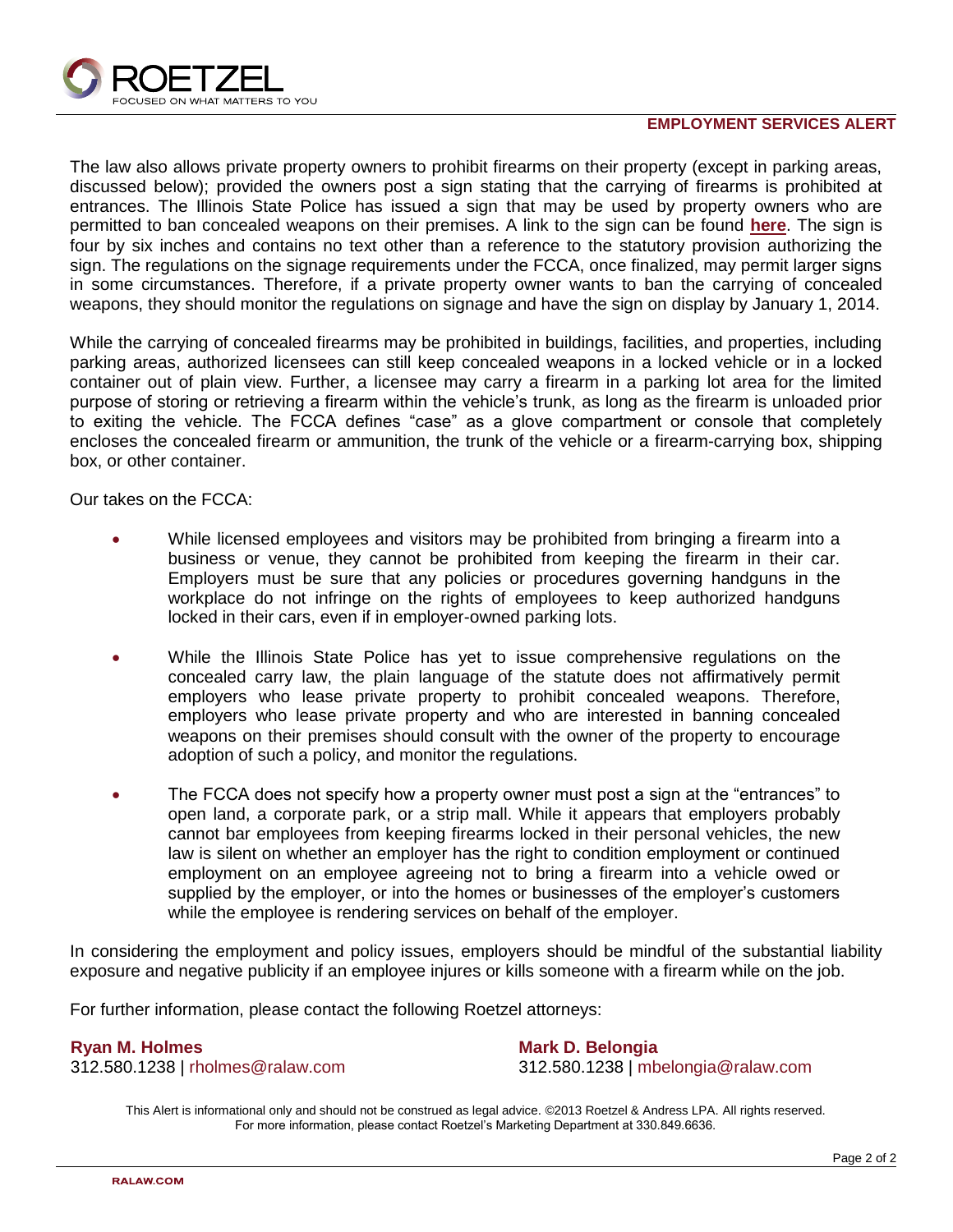**EMPLOYMENT SERVICES ALERT**

The law also allows private property owners to prohibit firearms on their property (except in parking areas, discussed below); provided the owners post a sign stating that the carrying of firearms is prohibited at entrances. The Illinois State Police has issued a sign that may be used by property owners who are permitted to ban concealed weapons on their premises. A link to the sign can be found **here**. The sign is four by six inches and contains no text other than a reference to the statutory provision authorizing the sign. The regulations on the signage requirements under the FCCA, once finalized, may permit larger signs in some circumstances. Therefore, if a private property owner wants to ban the carrying of concealed weapons, they should monitor the regulations on signage and have the sign on display by January 1, 2014.

While the carrying of concealed firearms may be prohibited in buildings, facilities, and properties, including parking areas, authorized licensees can still keep concealed weapons in a locked vehicle or in a locked container out of plain view. Further, a licensee may carry a firearm in a parking lot area for the limited purpose of storing or retrieving a firearm within the vehicle's trunk, as long as the firearm is unloaded prior to exiting the vehicle. The FCCA defines "case" as a glove compartment or console that completely encloses the concealed firearm or ammunition, the trunk of the vehicle or a firearm-carrying box, shipping box, or other container.

Our takes on the FCCA:

- While licensed employees and visitors may be prohibited from bringing a firearm into a business or venue, they cannot be prohibited from keeping the firearm in their car. Employers must be sure that any policies or procedures governing handguns in the workplace do not infringe on the rights of employees to keep authorized handguns locked in their cars, even if in employer-owned parking lots.

- While the Illinois State Police has yet to issue comprehensive regulations on the concealed carry law, the plain language of the statute does not affirmatively permit employers who lease private property to prohibit concealed weapons. Therefore, employers who lease private property and who are interested in banning concealed weapons on their premises should consult with the owner of the property to encourage adoption of such a policy, and monitor the regulations.

- The FCCA does not specify how a property owner must post a sign at the "entrances" to open land, a corporate park, or a strip mall. While it appears that employers probably cannot bar employees from keeping firearms locked in their personal vehicles, the new law is silent on whether an employer has the right to condition employment or continued employment on an employee agreeing not to bring a firearm into a vehicle owed or supplied by the employer, or into the homes or businesses of the employer's customers while the employee is rendering services on behalf of the employer.

In considering the employment and policy issues, employers should be mindful of the substantial liability exposure and negative publicity if an employee injures or kills someone with a firearm while on the job.

For further information, please contact the following Roetzel attorneys:

**Ryan M. Holmes**
312.580.1238 | rholmes@ralaw.com

**Mark D. Belongia**
312.580.1238 | mbelongia@ralaw.com

This Alert is informational only and should not be construed as legal advice. ©2013 Roetzel & Andress LPA. All rights reserved.
For more information, please contact Roetzel's Marketing Department at 330.849.6636.